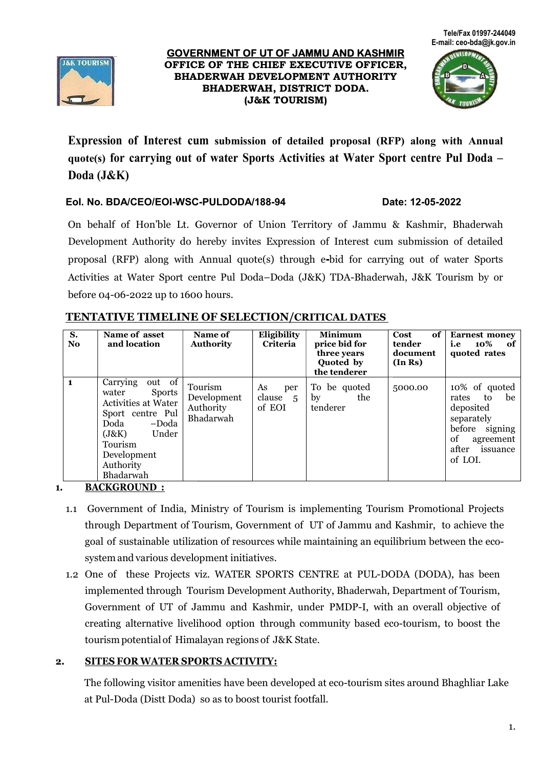Tele/Fax 01997-244049
E-mail: ceo-bda@jk.gov.in

**GOVERNMENT OF UT OF JAMMU AND KASHMIR**
**OFFICE OF THE CHIEF EXECUTIVE OFFICER,**
**BHADERWAH DEVELOPMENT AUTHORITY**
**BHADERWAH, DISTRICT DODA.**
**(J&K TOURISM)**

# Expression of Interest cum submission of detailed proposal (RFP) along with Annual quote(s) for carrying out of water Sports Activities at Water Sport centre Pul Doda – Doda (J&K)

**EoI. No. BDA/CEO/EOI-WSC-PULDODA/188-94** **Date: 12-05-2022**

On behalf of Hon'ble Lt. Governor of Union Territory of Jammu & Kashmir, Bhaderwah Development Authority do hereby invites Expression of Interest cum submission of detailed proposal (RFP) along with Annual quote(s) through e-bid for carrying out of water Sports Activities at Water Sport centre Pul Doda–Doda (J&K) TDA-Bhaderwah, J&K Tourism by or before 04-06-2022 up to 1600 hours.

## TENTATIVE TIMELINE OF SELECTION/CRITICAL DATES

| S. No | Name of asset and location | Name of Authority | Eligibility Criteria | Minimum price bid for three years Quoted by the tenderer | Cost of tender document (In Rs) | Earnest money i.e 10% of quoted rates |
|---|---|---|---|---|---|---|
| 1 | Carrying out of water Sports Activities at Water Sport centre Pul Doda –Doda (J&K) Under Tourism Development Authority Bhadarwah | Tourism Development Authority Bhadarwah | As per clause 5 of EOI | To be quoted by the tenderer | 5000.00 | 10% of quoted rates to be deposited separately before signing of agreement after issuance of LOI. |

## 1. BACKGROUND :

1.1 Government of India, Ministry of Tourism is implementing Tourism Promotional Projects through Department of Tourism, Government of UT of Jammu and Kashmir, to achieve the goal of sustainable utilization of resources while maintaining an equilibrium between the eco-system and various development initiatives.

1.2 One of these Projects viz. WATER SPORTS CENTRE at PUL-DODA (DODA), has been implemented through Tourism Development Authority, Bhaderwah, Department of Tourism, Government of UT of Jammu and Kashmir, under PMDP-I, with an overall objective of creating alternative livelihood option through community based eco-tourism, to boost the tourism potential of Himalayan regions of J&K State.

## 2. SITES FOR WATER SPORTS ACTIVITY:

The following visitor amenities have been developed at eco-tourism sites around Bhaghliar Lake at Pul-Doda (Distt Doda) so as to boost tourist footfall.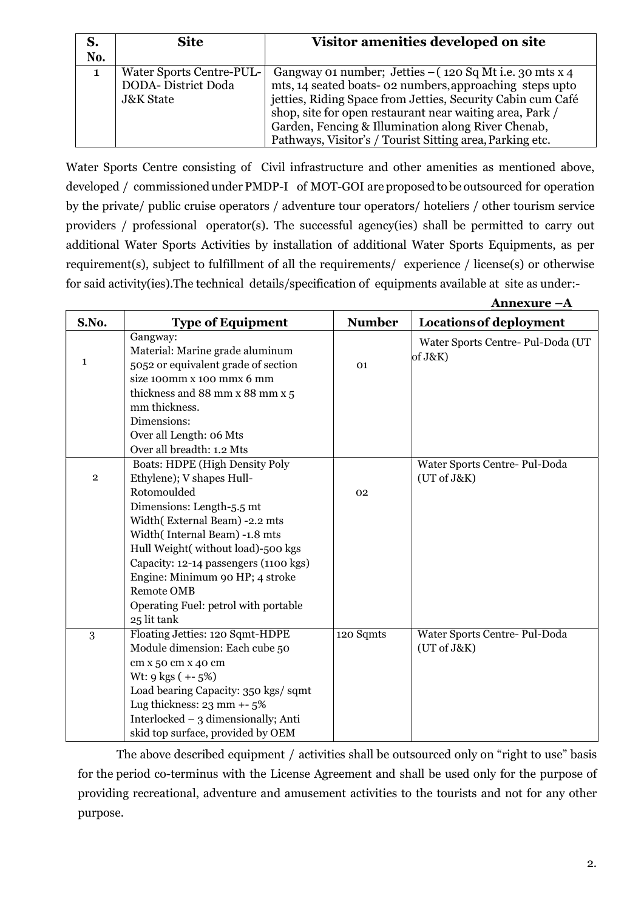| S. No. | Site | Visitor amenities developed on site |
|---|---|---|
| 1 | Water Sports Centre-PUL-DODA- District Doda J&K State | Gangway 01 number; Jetties – ( 120 Sq Mt i.e. 30 mts x 4 mts, 14 seated boats- 02 numbers, approaching steps upto jetties, Riding Space from Jetties, Security Cabin cum Café shop, site for open restaurant near waiting area, Park / Garden, Fencing & Illumination along River Chenab, Pathways, Visitor's / Tourist Sitting area, Parking etc. |

Water Sports Centre consisting of Civil infrastructure and other amenities as mentioned above, developed / commissioned under PMDP-I of MOT-GOI are proposed to be outsourced for operation by the private/ public cruise operators / adventure tour operators/ hoteliers / other tourism service providers / professional operator(s). The successful agency(ies) shall be permitted to carry out additional Water Sports Activities by installation of additional Water Sports Equipments, as per requirement(s), subject to fulfillment of all the requirements/ experience / license(s) or otherwise for said activity(ies).The technical details/specification of equipments available at site as under:-

**Annexure –A**

| S.No. | Type of Equipment | Number | Locations of deployment |
|---|---|---|---|
| 1 | Gangway:<br>Material: Marine grade aluminum 5052 or equivalent grade of section size 100mm x 100 mmx 6 mm thickness and 88 mm x 88 mm x 5 mm thickness.<br>Dimensions:<br>Over all Length: 06 Mts<br>Over all breadth: 1.2 Mts | 01 | Water Sports Centre- Pul-Doda (UT of J&K) |
| 2 | Boats: HDPE (High Density Poly Ethylene); V shapes Hull- Rotomoulded<br>Dimensions: Length-5.5 mt<br>Width( External Beam) -2.2 mts<br>Width( Internal Beam) -1.8 mts<br>Hull Weight( without load)-500 kgs<br>Capacity: 12-14 passengers (1100 kgs)<br>Engine: Minimum 90 HP; 4 stroke Remote OMB<br>Operating Fuel: petrol with portable 25 lit tank | 02 | Water Sports Centre- Pul-Doda (UT of J&K) |
| 3 | Floating Jetties: 120 Sqmt-HDPE<br>Module dimension: Each cube 50 cm x 50 cm x 40 cm<br>Wt: 9 kgs ( +- 5%)<br>Load bearing Capacity: 350 kgs/ sqmt<br>Lug thickness: 23 mm +- 5%<br>Interlocked – 3 dimensionally; Anti skid top surface, provided by OEM | 120 Sqmts | Water Sports Centre- Pul-Doda (UT of J&K) |

The above described equipment / activities shall be outsourced only on "right to use" basis for the period co-terminus with the License Agreement and shall be used only for the purpose of providing recreational, adventure and amusement activities to the tourists and not for any other purpose.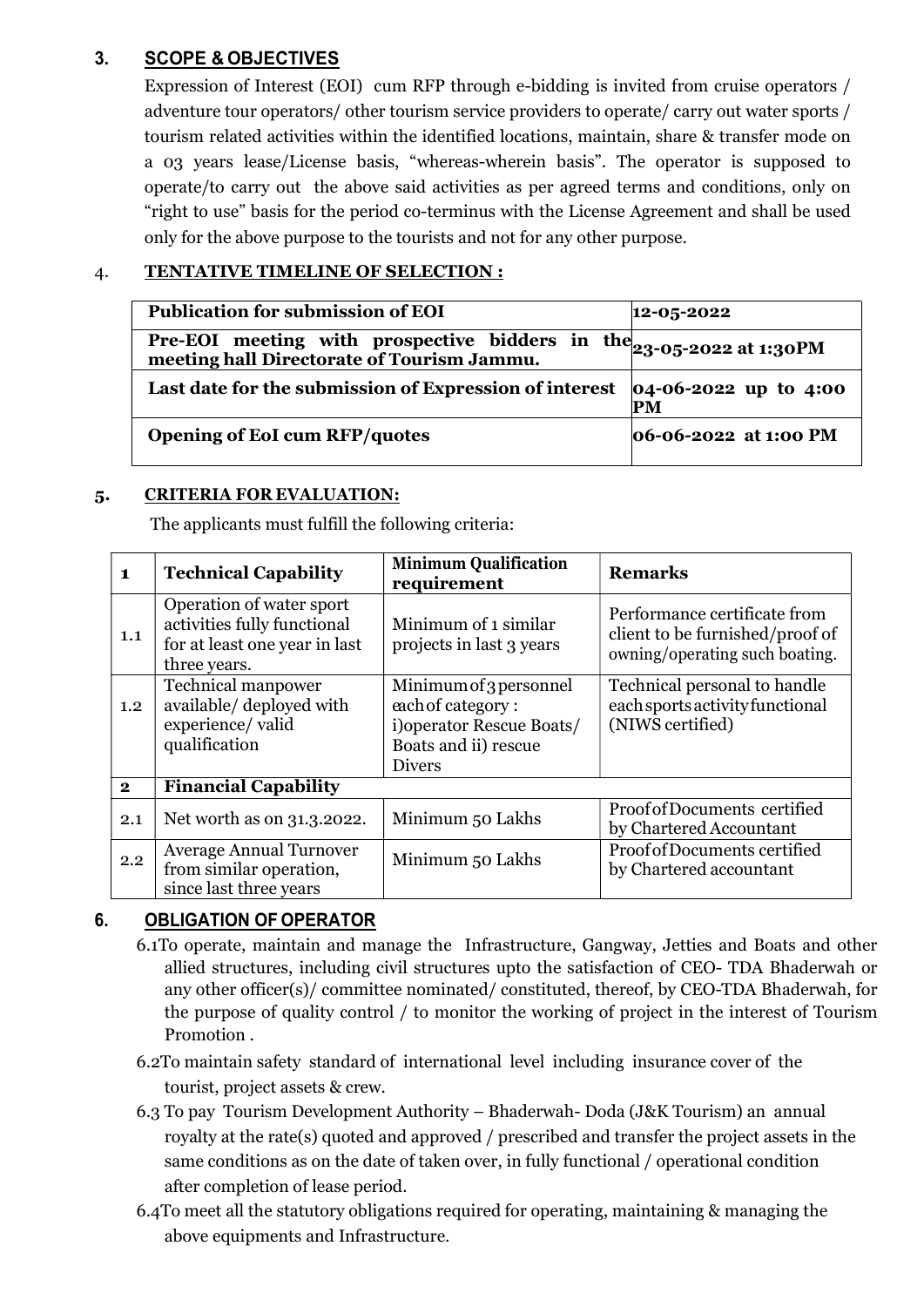## 3. SCOPE & OBJECTIVES

Expression of Interest (EOI) cum RFP through e-bidding is invited from cruise operators / adventure tour operators/ other tourism service providers to operate/ carry out water sports / tourism related activities within the identified locations, maintain, share & transfer mode on a 03 years lease/License basis, "whereas-wherein basis". The operator is supposed to operate/to carry out the above said activities as per agreed terms and conditions, only on "right to use" basis for the period co-terminus with the License Agreement and shall be used only for the above purpose to the tourists and not for any other purpose.

## 4. TENTATIVE TIMELINE OF SELECTION :

| **Publication for submission of EOI** | **12-05-2022** |
|---|---|
| **Pre-EOI meeting with prospective bidders in the meeting hall Directorate of Tourism Jammu.** | **23-05-2022 at 1:30PM** |
| **Last date for the submission of Expression of interest** | **04-06-2022 up to 4:00 PM** |
| **Opening of EoI cum RFP/quotes** | **06-06-2022 at 1:00 PM** |

## 5. CRITERIA FOR EVALUATION:

The applicants must fulfill the following criteria:

| **1** | **Technical Capability** | **Minimum Qualification requirement** | **Remarks** |
|---|---|---|---|
| 1.1 | Operation of water sport activities fully functional for at least one year in last three years. | Minimum of 1 similar projects in last 3 years | Performance certificate from client to be furnished/proof of owning/operating such boating. |
| 1.2 | Technical manpower available/ deployed with experience/ valid qualification | Minimum of 3 personnel each of category : i)operator Rescue Boats/ Boats and ii) rescue Divers | Technical personal to handle each sports activity functional (NIWS certified) |
| **2** | **Financial Capability** | | |
| 2.1 | Net worth as on 31.3.2022. | Minimum 50 Lakhs | Proof of Documents certified by Chartered Accountant |
| 2.2 | Average Annual Turnover from similar operation, since last three years | Minimum 50 Lakhs | Proof of Documents certified by Chartered accountant |

## 6. OBLIGATION OF OPERATOR

6.1 To operate, maintain and manage the Infrastructure, Gangway, Jetties and Boats and other allied structures, including civil structures upto the satisfaction of CEO- TDA Bhaderwah or any other officer(s)/ committee nominated/ constituted, thereof, by CEO-TDA Bhaderwah, for the purpose of quality control / to monitor the working of project in the interest of Tourism Promotion .

6.2 To maintain safety standard of international level including insurance cover of the tourist, project assets & crew.

6.3 To pay Tourism Development Authority – Bhaderwah- Doda (J&K Tourism) an annual royalty at the rate(s) quoted and approved / prescribed and transfer the project assets in the same conditions as on the date of taken over, in fully functional / operational condition after completion of lease period.

6.4 To meet all the statutory obligations required for operating, maintaining & managing the above equipments and Infrastructure.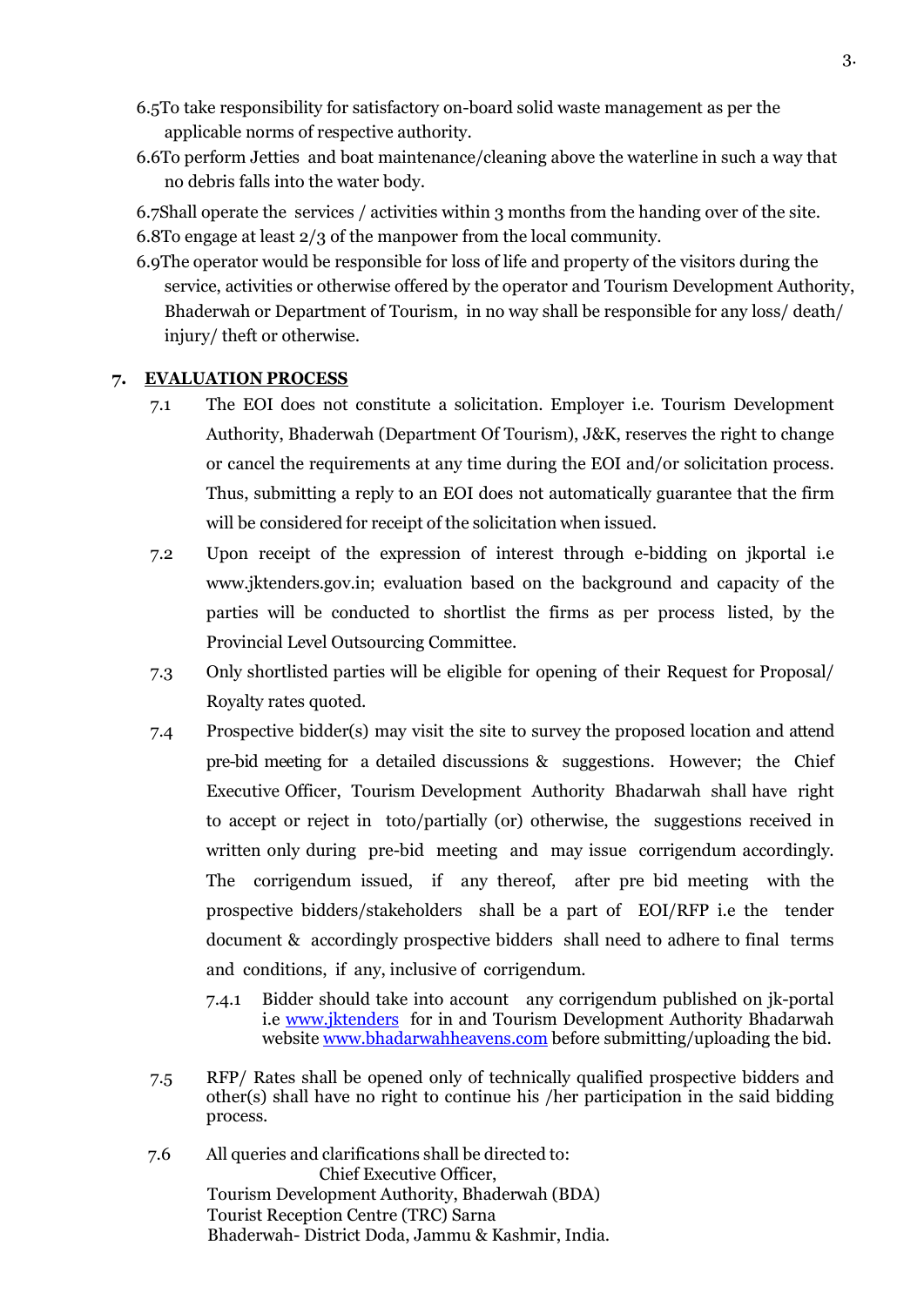6.5 To take responsibility for satisfactory on-board solid waste management as per the applicable norms of respective authority.

6.6 To perform Jetties and boat maintenance/cleaning above the waterline in such a way that no debris falls into the water body.

6.7 Shall operate the services / activities within 3 months from the handing over of the site.

6.8 To engage at least 2/3 of the manpower from the local community.

6.9 The operator would be responsible for loss of life and property of the visitors during the service, activities or otherwise offered by the operator and Tourism Development Authority, Bhaderwah or Department of Tourism, in no way shall be responsible for any loss/ death/ injury/ theft or otherwise.

## 7. EVALUATION PROCESS

7.1 The EOI does not constitute a solicitation. Employer i.e. Tourism Development Authority, Bhaderwah (Department Of Tourism), J&K, reserves the right to change or cancel the requirements at any time during the EOI and/or solicitation process. Thus, submitting a reply to an EOI does not automatically guarantee that the firm will be considered for receipt of the solicitation when issued.

7.2 Upon receipt of the expression of interest through e-bidding on jkportal i.e www.jktenders.gov.in; evaluation based on the background and capacity of the parties will be conducted to shortlist the firms as per process listed, by the Provincial Level Outsourcing Committee.

7.3 Only shortlisted parties will be eligible for opening of their Request for Proposal/ Royalty rates quoted.

7.4 Prospective bidder(s) may visit the site to survey the proposed location and attend pre-bid meeting for a detailed discussions & suggestions. However; the Chief Executive Officer, Tourism Development Authority Bhadarwah shall have right to accept or reject in toto/partially (or) otherwise, the suggestions received in written only during pre-bid meeting and may issue corrigendum accordingly. The corrigendum issued, if any thereof, after pre bid meeting with the prospective bidders/stakeholders shall be a part of EOI/RFP i.e the tender document & accordingly prospective bidders shall need to adhere to final terms and conditions, if any, inclusive of corrigendum.

7.4.1 Bidder should take into account any corrigendum published on jk-portal i.e www.jktenders for in and Tourism Development Authority Bhadarwah website www.bhadarwahheavens.com before submitting/uploading the bid.

7.5 RFP/ Rates shall be opened only of technically qualified prospective bidders and other(s) shall have no right to continue his /her participation in the said bidding process.

7.6 All queries and clarifications shall be directed to:

Chief Executive Officer,
Tourism Development Authority, Bhaderwah (BDA)
Tourist Reception Centre (TRC) Sarna
Bhaderwah- District Doda, Jammu & Kashmir, India.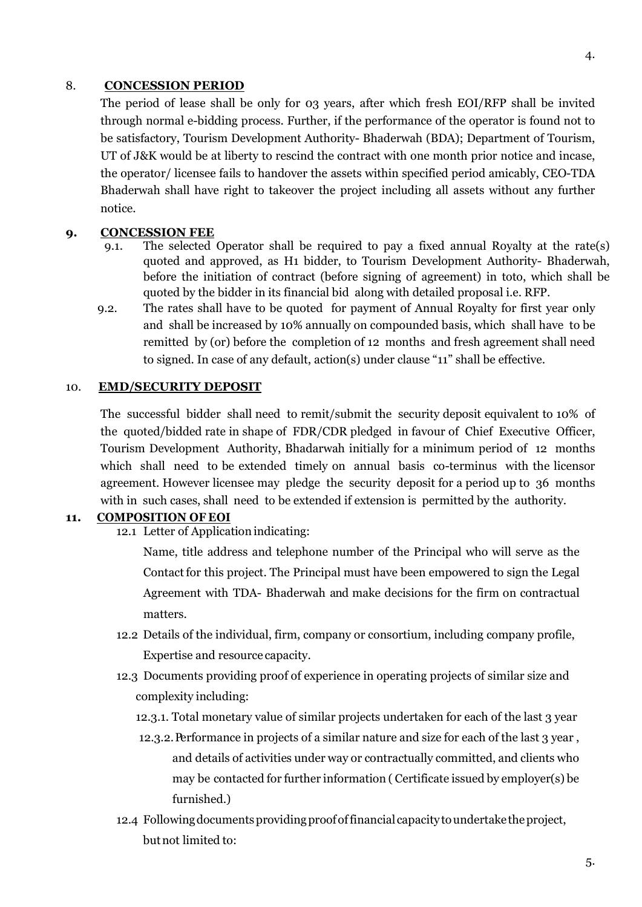## 8. CONCESSION PERIOD

The period of lease shall be only for 03 years, after which fresh EOI/RFP shall be invited through normal e-bidding process. Further, if the performance of the operator is found not to be satisfactory, Tourism Development Authority- Bhaderwah (BDA); Department of Tourism, UT of J&K would be at liberty to rescind the contract with one month prior notice and incase, the operator/ licensee fails to handover the assets within specified period amicably, CEO-TDA Bhaderwah shall have right to takeover the project including all assets without any further notice.

## 9. CONCESSION FEE

9.1. The selected Operator shall be required to pay a fixed annual Royalty at the rate(s) quoted and approved, as H1 bidder, to Tourism Development Authority- Bhaderwah, before the initiation of contract (before signing of agreement) in toto, which shall be quoted by the bidder in its financial bid along with detailed proposal i.e. RFP.

9.2. The rates shall have to be quoted for payment of Annual Royalty for first year only and shall be increased by 10% annually on compounded basis, which shall have to be remitted by (or) before the completion of 12 months and fresh agreement shall need to signed. In case of any default, action(s) under clause "11" shall be effective.

## 10. EMD/SECURITY DEPOSIT

The successful bidder shall need to remit/submit the security deposit equivalent to 10% of the quoted/bidded rate in shape of FDR/CDR pledged in favour of Chief Executive Officer, Tourism Development Authority, Bhadarwah initially for a minimum period of 12 months which shall need to be extended timely on annual basis co-terminus with the licensor agreement. However licensee may pledge the security deposit for a period up to 36 months with in such cases, shall need to be extended if extension is permitted by the authority.

## 11. COMPOSITION OF EOI

12.1 Letter of Application indicating:

Name, title address and telephone number of the Principal who will serve as the Contact for this project. The Principal must have been empowered to sign the Legal Agreement with TDA- Bhaderwah and make decisions for the firm on contractual matters.

12.2 Details of the individual, firm, company or consortium, including company profile, Expertise and resource capacity.

12.3 Documents providing proof of experience in operating projects of similar size and complexity including:

12.3.1. Total monetary value of similar projects undertaken for each of the last 3 year

12.3.2. Performance in projects of a similar nature and size for each of the last 3 year , and details of activities under way or contractually committed, and clients who may be contacted for further information ( Certificate issued by employer(s) be furnished.)

12.4 Following documents providing proof of financial capacity to undertake the project, but not limited to: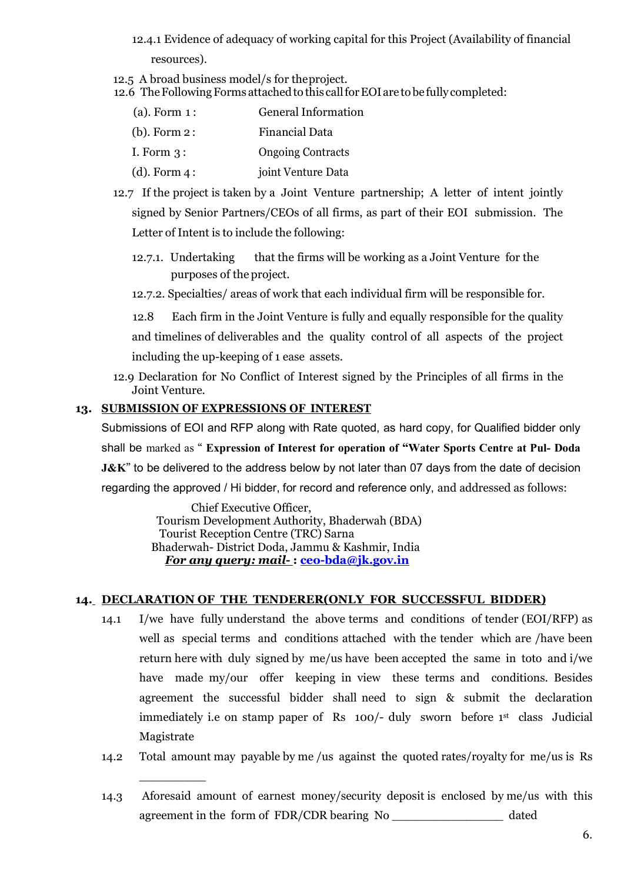12.4.1 Evidence of adequacy of working capital for this Project (Availability of financial resources).

12.5 A broad business model/s for the project.

12.6 The Following Forms attached to this call for EOI are to be fully completed:

- (a). Form 1 : General Information
- (b). Form 2 : Financial Data
- I. Form 3 : Ongoing Contracts
- (d). Form 4 : joint Venture Data

12.7 If the project is taken by a Joint Venture partnership; A letter of intent jointly signed by Senior Partners/CEOs of all firms, as part of their EOI submission. The Letter of Intent is to include the following:

12.7.1. Undertaking that the firms will be working as a Joint Venture for the purposes of the project.

12.7.2. Specialties/ areas of work that each individual firm will be responsible for.

12.8 Each firm in the Joint Venture is fully and equally responsible for the quality and timelines of deliverables and the quality control of all aspects of the project including the up-keeping of 1 ease assets.

12.9 Declaration for No Conflict of Interest signed by the Principles of all firms in the Joint Venture.

## 13. SUBMISSION OF EXPRESSIONS OF INTEREST

Submissions of EOI and RFP along with Rate quoted, as hard copy, for Qualified bidder only shall be marked as " **Expression of Interest for operation of "Water Sports Centre at Pul- Doda J&K**" to be delivered to the address below by not later than 07 days from the date of decision regarding the approved / Hi bidder, for record and reference only, and addressed as follows:

Chief Executive Officer,
Tourism Development Authority, Bhaderwah (BDA)
Tourist Reception Centre (TRC) Sarna
Bhaderwah- District Doda, Jammu & Kashmir, India
***For any query: mail-* : ceo-bda@jk.gov.in**

## 14. DECLARATION OF THE TENDERER(ONLY FOR SUCCESSFUL BIDDER)

14.1 I/we have fully understand the above terms and conditions of tender (EOI/RFP) as well as special terms and conditions attached with the tender which are /have been return here with duly signed by me/us have been accepted the same in toto and i/we have made my/our offer keeping in view these terms and conditions. Besides agreement the successful bidder shall need to sign & submit the declaration immediately i.e on stamp paper of Rs 100/- duly sworn before 1st class Judicial Magistrate

14.2 Total amount may payable by me /us against the quoted rates/royalty for me/us is Rs __________

14.3 Aforesaid amount of earnest money/security deposit is enclosed by me/us with this agreement in the form of FDR/CDR bearing No ________________ dated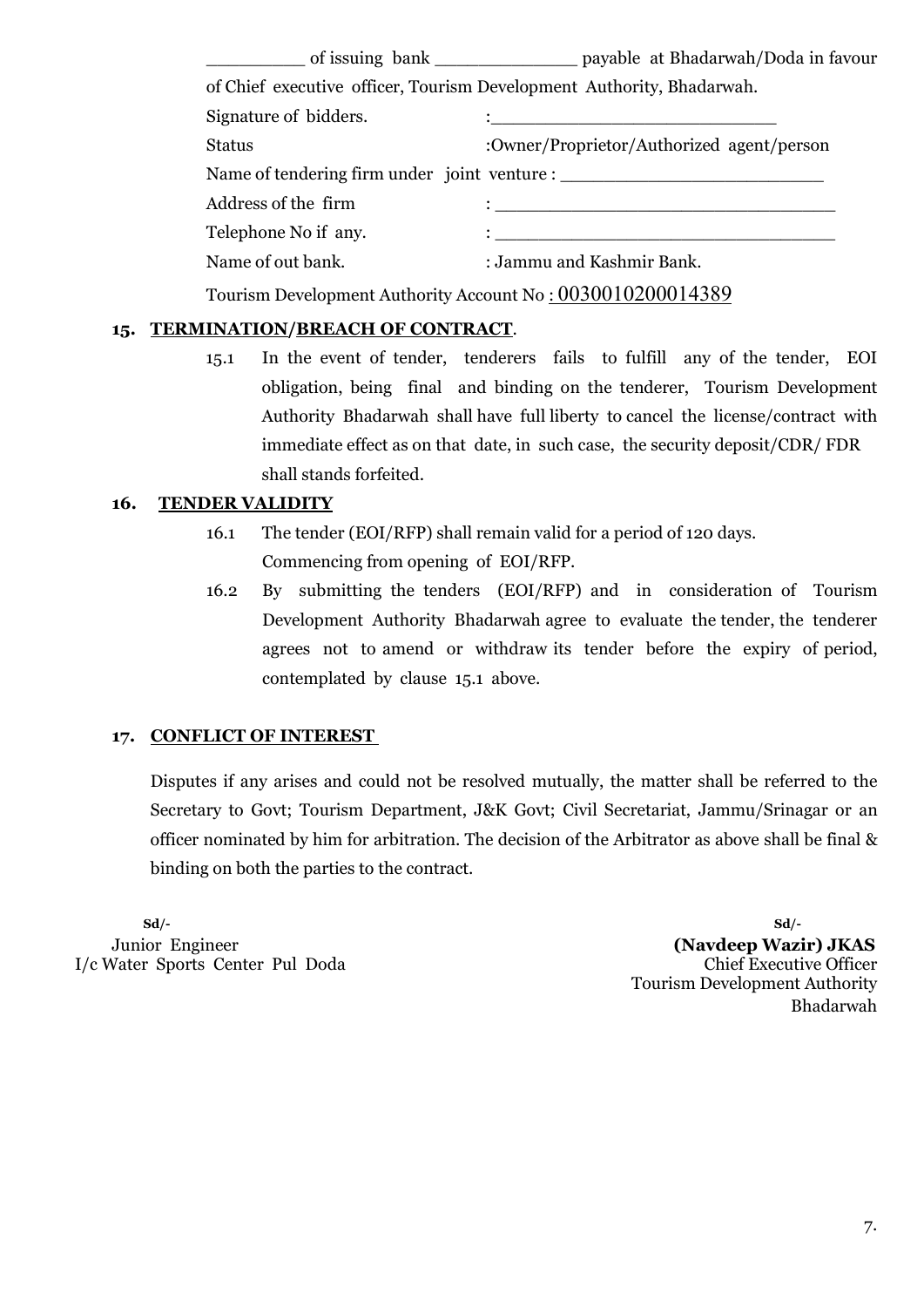_________ of issuing bank _____________ payable at Bhadarwah/Doda in favour of Chief executive officer, Tourism Development Authority, Bhadarwah.

Signature of bidders. : ___________________________

Status :Owner/Proprietor/Authorized agent/person

Name of tendering firm under joint venture : _________________________

Address of the firm : _________________________________

Telephone No if any. : _________________________________

Name of out bank. : Jammu and Kashmir Bank.

Tourism Development Authority Account No : 0030010200014389

**15. TERMINATION/BREACH OF CONTRACT.**

15.1 In the event of tender, tenderers fails to fulfill any of the tender, EOI obligation, being final and binding on the tenderer, Tourism Development Authority Bhadarwah shall have full liberty to cancel the license/contract with immediate effect as on that date, in such case, the security deposit/CDR/ FDR shall stands forfeited.

**16. TENDER VALIDITY**

16.1 The tender (EOI/RFP) shall remain valid for a period of 120 days. Commencing from opening of EOI/RFP.

16.2 By submitting the tenders (EOI/RFP) and in consideration of Tourism Development Authority Bhadarwah agree to evaluate the tender, the tenderer agrees not to amend or withdraw its tender before the expiry of period, contemplated by clause 15.1 above.

**17. CONFLICT OF INTEREST**

Disputes if any arises and could not be resolved mutually, the matter shall be referred to the Secretary to Govt; Tourism Department, J&K Govt; Civil Secretariat, Jammu/Srinagar or an officer nominated by him for arbitration. The decision of the Arbitrator as above shall be final & binding on both the parties to the contract.

Sd/-
Junior Engineer
I/c Water Sports Center Pul Doda

Sd/-
**(Navdeep Wazir) JKAS**
Chief Executive Officer
Tourism Development Authority
Bhadarwah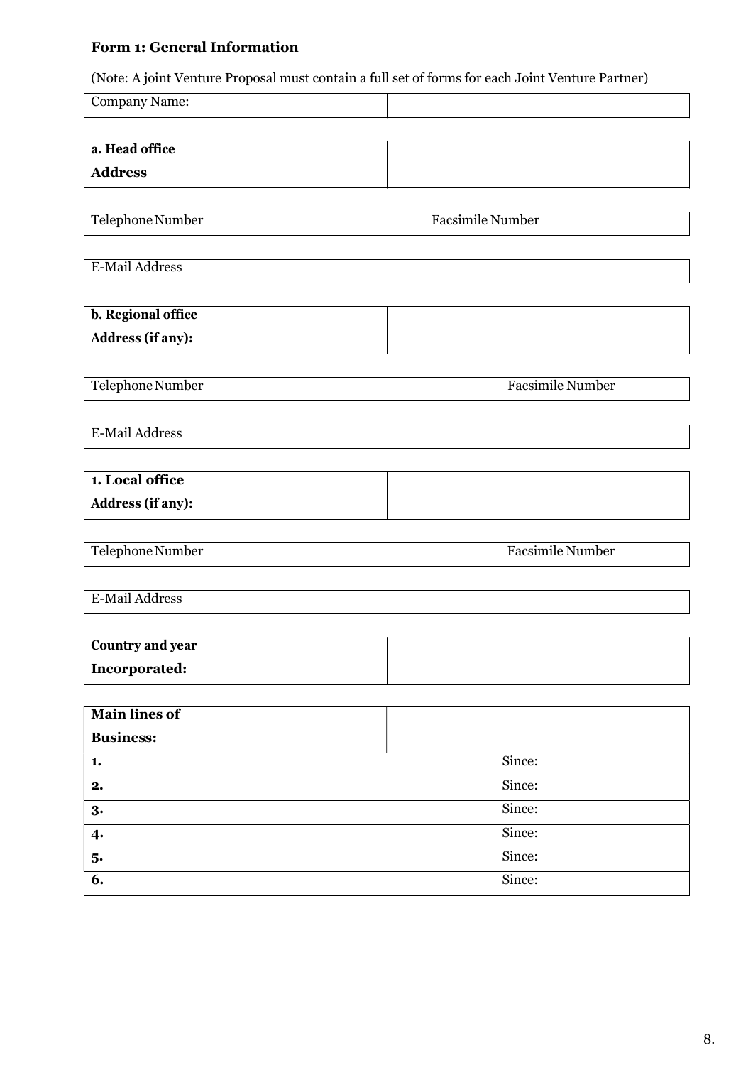**Form 1: General Information**

(Note: A joint Venture Proposal must contain a full set of forms for each Joint Venture Partner)

| Company Name: | |
|---|---|

| **a. Head office Address** | |
|---|---|

| Telephone Number | Facsimile Number |
|---|---|

| E-Mail Address |
|---|

| **b. Regional office Address (if any):** | |
|---|---|

| Telephone Number | Facsimile Number |
|---|---|

| E-Mail Address |
|---|

| **1. Local office Address (if any):** | |
|---|---|

| Telephone Number | Facsimile Number |
|---|---|

| E-Mail Address |
|---|

| **Country and year Incorporated:** | |
|---|---|

| **Main lines of Business:** | |
|---|---|
| **1.** | Since: |
| **2.** | Since: |
| **3.** | Since: |
| **4.** | Since: |
| **5.** | Since: |
| **6.** | Since: |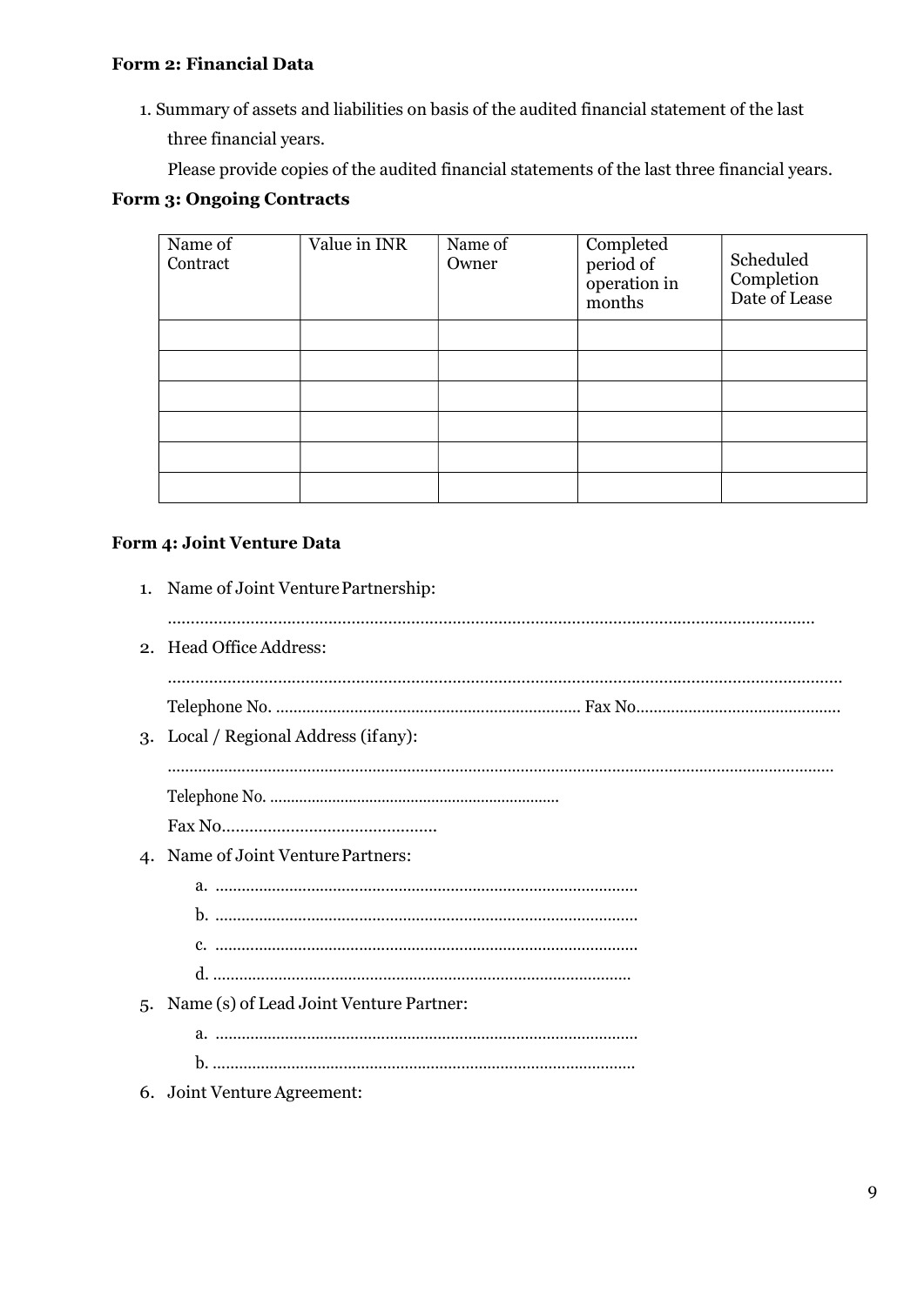**Form 2: Financial Data**

1. Summary of assets and liabilities on basis of the audited financial statement of the last three financial years.

   Please provide copies of the audited financial statements of the last three financial years.

**Form 3: Ongoing Contracts**

| Name of Contract | Value in INR | Name of Owner | Completed period of operation in months | Scheduled Completion Date of Lease |
|---|---|---|---|---|
| | | | | |
| | | | | |
| | | | | |
| | | | | |
| | | | | |
| | | | | |

**Form 4: Joint Venture Data**

1. Name of Joint Venture Partnership:

   ..............................................................................................................................................

2. Head Office Address:

   ..............................................................................................................................................

   Telephone No. ..................................................................... Fax No..............................................

3. Local / Regional Address (ifany):

   ..............................................................................................................................................

   Telephone No. ....................................................................

   Fax No...............................................

4. Name of Joint Venture Partners:

   a. ................................................................................................
   b. ................................................................................................
   c. ................................................................................................
   d. ..............................................................................................

5. Name (s) of Lead Joint Venture Partner:

   a. ................................................................................................
   b. ...............................................................................................

6. Joint Venture Agreement: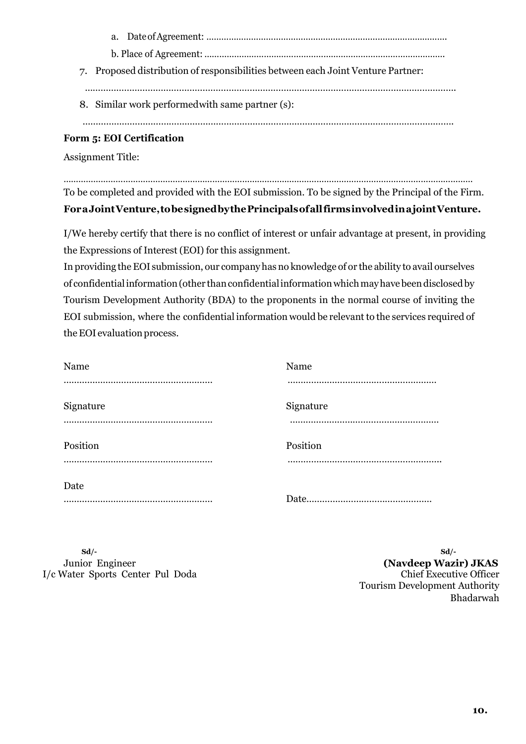a. Date of Agreement: ...............................................................................................

b. Place of Agreement: ...............................................................................................

7. Proposed distribution of responsibilities between each Joint Venture Partner:

..............................................................................................................................................

8. Similar work performed with same partner (s):

..............................................................................................................................................

**Form 5: EOI Certification**

Assignment Title:

..............................................................................................................................................................

To be completed and provided with the EOI submission. To be signed by the Principal of the Firm.
**For a Joint Venture, to be signed by the Principals of all firms involved in a joint Venture.**

I/We hereby certify that there is no conflict of interest or unfair advantage at present, in providing the Expressions of Interest (EOI) for this assignment.
In providing the EOI submission, our company has no knowledge of or the ability to avail ourselves of confidential information (other than confidential information which may have been disclosed by Tourism Development Authority (BDA) to the proponents in the normal course of inviting the EOI submission, where the confidential information would be relevant to the services required of the EOI evaluation process.

| | |
|---|---|
| Name ......................................................... | Name ......................................................... |
| Signature ......................................................... | Signature ......................................................... |
| Position ......................................................... | Position ......................................................... |
| Date ......................................................... | Date................................................ |

Sd/-
Junior Engineer
I/c Water Sports Center Pul Doda

Sd/-
**(Navdeep Wazir) JKAS**
Chief Executive Officer
Tourism Development Authority
Bhadarwah